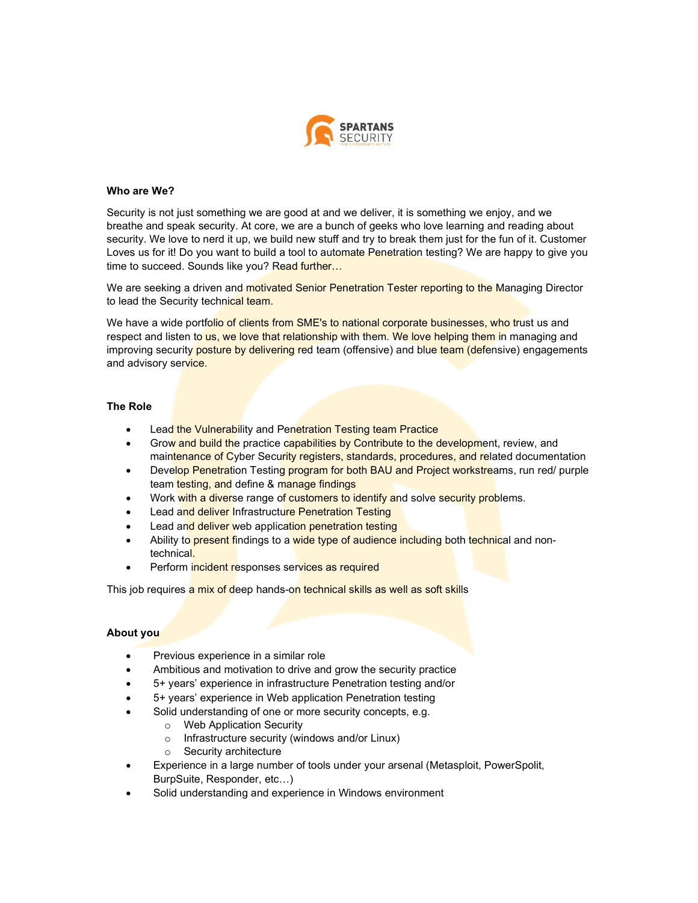**Who are We?**

Security is not just something we are good at and we deliver, it is something we enjoy, and we breathe and speak security. At core, we are a bunch of geeks who love learning and reading about security. We love to nerd it up, we build new stuff and try to break them just for the fun of it. Customer Loves us for it! Do you want to build a tool to automate Penetration testing? We are happy to give you time to succeed. Sounds like you? Read further…

We are seeking a driven and motivated Senior Penetration Tester reporting to the Managing Director to lead the Security technical team.

We have a wide portfolio of clients from SME's to national corporate businesses, who trust us and respect and listen to us, we love that relationship with them. We love helping them in managing and improving security posture by delivering red team (offensive) and blue team (defensive) engagements and advisory service.

**The Role**

- Lead the Vulnerability and Penetration Testing team Practice
- Grow and build the practice capabilities by Contribute to the development, review, and maintenance of Cyber Security registers, standards, procedures, and related documentation
- Develop Penetration Testing program for both BAU and Project workstreams, run red/ purple team testing, and define & manage findings
- Work with a diverse range of customers to identify and solve security problems.
- Lead and deliver Infrastructure Penetration Testing
- Lead and deliver web application penetration testing
- Ability to present findings to a wide type of audience including both technical and non-technical.
- Perform incident responses services as required

This job requires a mix of deep hands-on technical skills as well as soft skills

**About you**

- Previous experience in a similar role
- Ambitious and motivation to drive and grow the security practice
- 5+ years' experience in infrastructure Penetration testing and/or
- 5+ years' experience in Web application Penetration testing
- Solid understanding of one or more security concepts, e.g.
  - Web Application Security
  - Infrastructure security (windows and/or Linux)
  - Security architecture
- Experience in a large number of tools under your arsenal (Metasploit, PowerSpolit, BurpSuite, Responder, etc…)
- Solid understanding and experience in Windows environment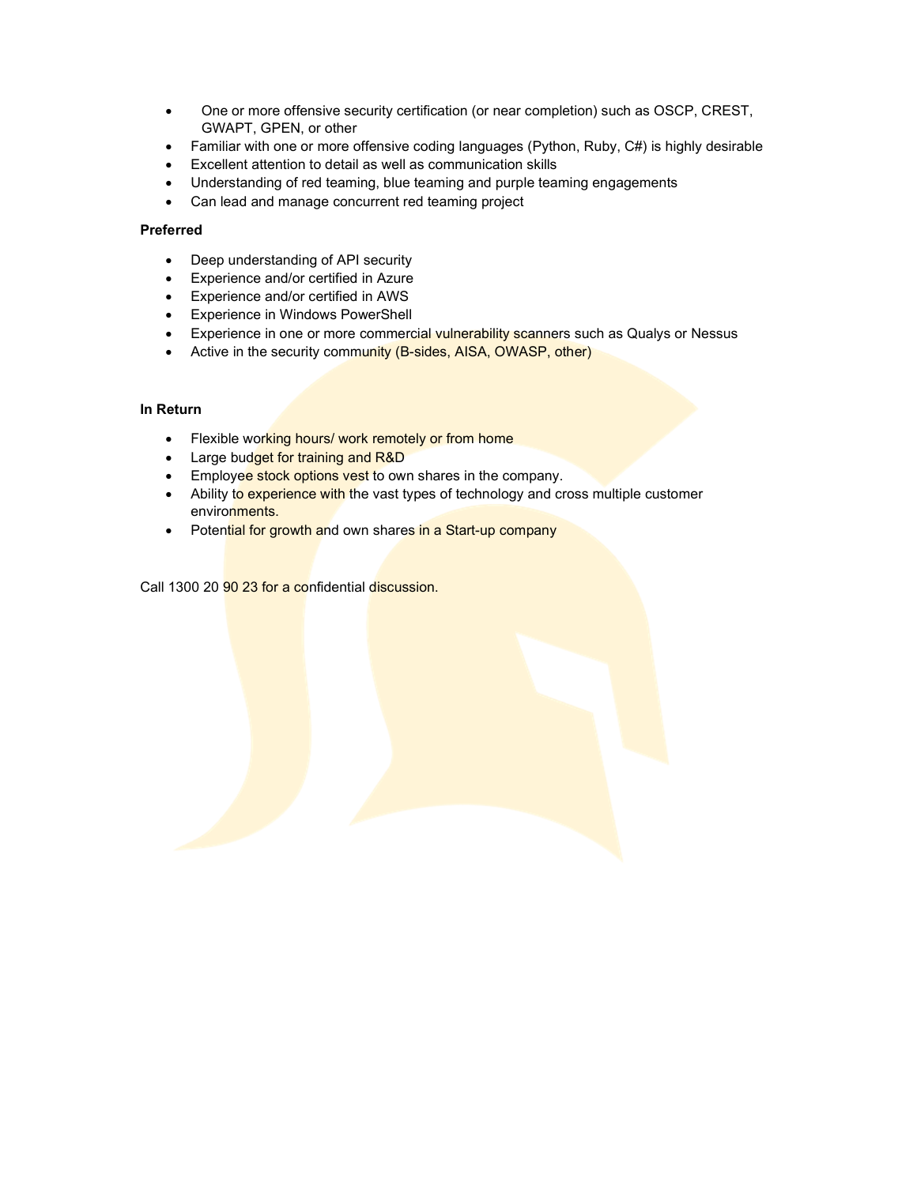- One or more offensive security certification (or near completion) such as OSCP, CREST, GWAPT, GPEN, or other
- Familiar with one or more offensive coding languages (Python, Ruby, C#) is highly desirable
- Excellent attention to detail as well as communication skills
- Understanding of red teaming, blue teaming and purple teaming engagements
- Can lead and manage concurrent red teaming project

**Preferred**

- Deep understanding of API security
- Experience and/or certified in Azure
- Experience and/or certified in AWS
- Experience in Windows PowerShell
- Experience in one or more commercial vulnerability scanners such as Qualys or Nessus
- Active in the security community (B-sides, AISA, OWASP, other)

**In Return**

- Flexible working hours/ work remotely or from home
- Large budget for training and R&D
- Employee stock options vest to own shares in the company.
- Ability to experience with the vast types of technology and cross multiple customer environments.
- Potential for growth and own shares in a Start-up company

Call 1300 20 90 23 for a confidential discussion.